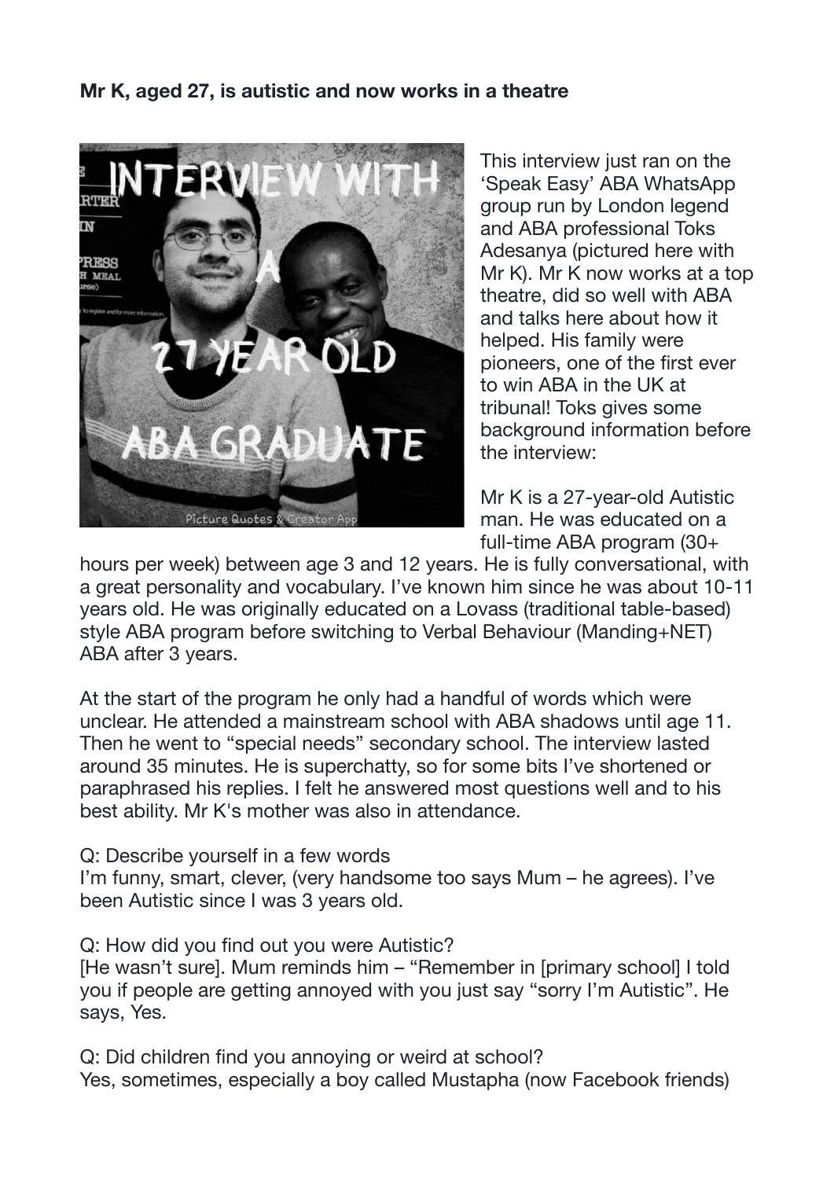**Mr K, aged 27, is autistic and now works in a theatre**

This interview just ran on the 'Speak Easy' ABA WhatsApp group run by London legend and ABA professional Toks Adesanya (pictured here with Mr K). Mr K now works at a top theatre, did so well with ABA and talks here about how it helped. His family were pioneers, one of the first ever to win ABA in the UK at tribunal! Toks gives some background information before the interview:

Mr K is a 27-year-old Autistic man. He was educated on a full-time ABA program (30+ hours per week) between age 3 and 12 years. He is fully conversational, with a great personality and vocabulary. I've known him since he was about 10-11 years old. He was originally educated on a Lovass (traditional table-based) style ABA program before switching to Verbal Behaviour (Manding+NET) ABA after 3 years.

At the start of the program he only had a handful of words which were unclear. He attended a mainstream school with ABA shadows until age 11. Then he went to "special needs" secondary school. The interview lasted around 35 minutes. He is superchatty, so for some bits I've shortened or paraphrased his replies. I felt he answered most questions well and to his best ability. Mr K's mother was also in attendance.

Q: Describe yourself in a few words
I'm funny, smart, clever, (very handsome too says Mum – he agrees). I've been Autistic since I was 3 years old.

Q: How did you find out you were Autistic?
[He wasn't sure]. Mum reminds him – "Remember in [primary school] I told you if people are getting annoyed with you just say "sorry I'm Autistic". He says, Yes.

Q: Did children find you annoying or weird at school?
Yes, sometimes, especially a boy called Mustapha (now Facebook friends)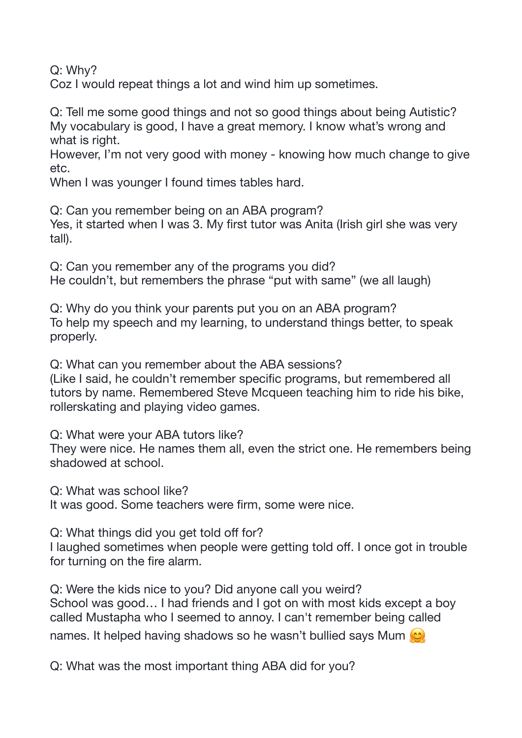Q: Why?
Coz I would repeat things a lot and wind him up sometimes.

Q: Tell me some good things and not so good things about being Autistic?
My vocabulary is good, I have a great memory. I know what's wrong and what is right.
However, I'm not very good with money - knowing how much change to give etc.
When I was younger I found times tables hard.

Q: Can you remember being on an ABA program?
Yes, it started when I was 3. My first tutor was Anita (Irish girl she was very tall).

Q: Can you remember any of the programs you did?
He couldn't, but remembers the phrase "put with same" (we all laugh)

Q: Why do you think your parents put you on an ABA program?
To help my speech and my learning, to understand things better, to speak properly.

Q: What can you remember about the ABA sessions?
(Like I said, he couldn't remember specific programs, but remembered all tutors by name. Remembered Steve Mcqueen teaching him to ride his bike, rollerskating and playing video games.

Q: What were your ABA tutors like?
They were nice. He names them all, even the strict one. He remembers being shadowed at school.

Q: What was school like?
It was good. Some teachers were firm, some were nice.

Q: What things did you get told off for?
I laughed sometimes when people were getting told off. I once got in trouble for turning on the fire alarm.

Q: Were the kids nice to you? Did anyone call you weird?
School was good… I had friends and I got on with most kids except a boy called Mustapha who I seemed to annoy. I can't remember being called names. It helped having shadows so he wasn't bullied says Mum 🤗

Q: What was the most important thing ABA did for you?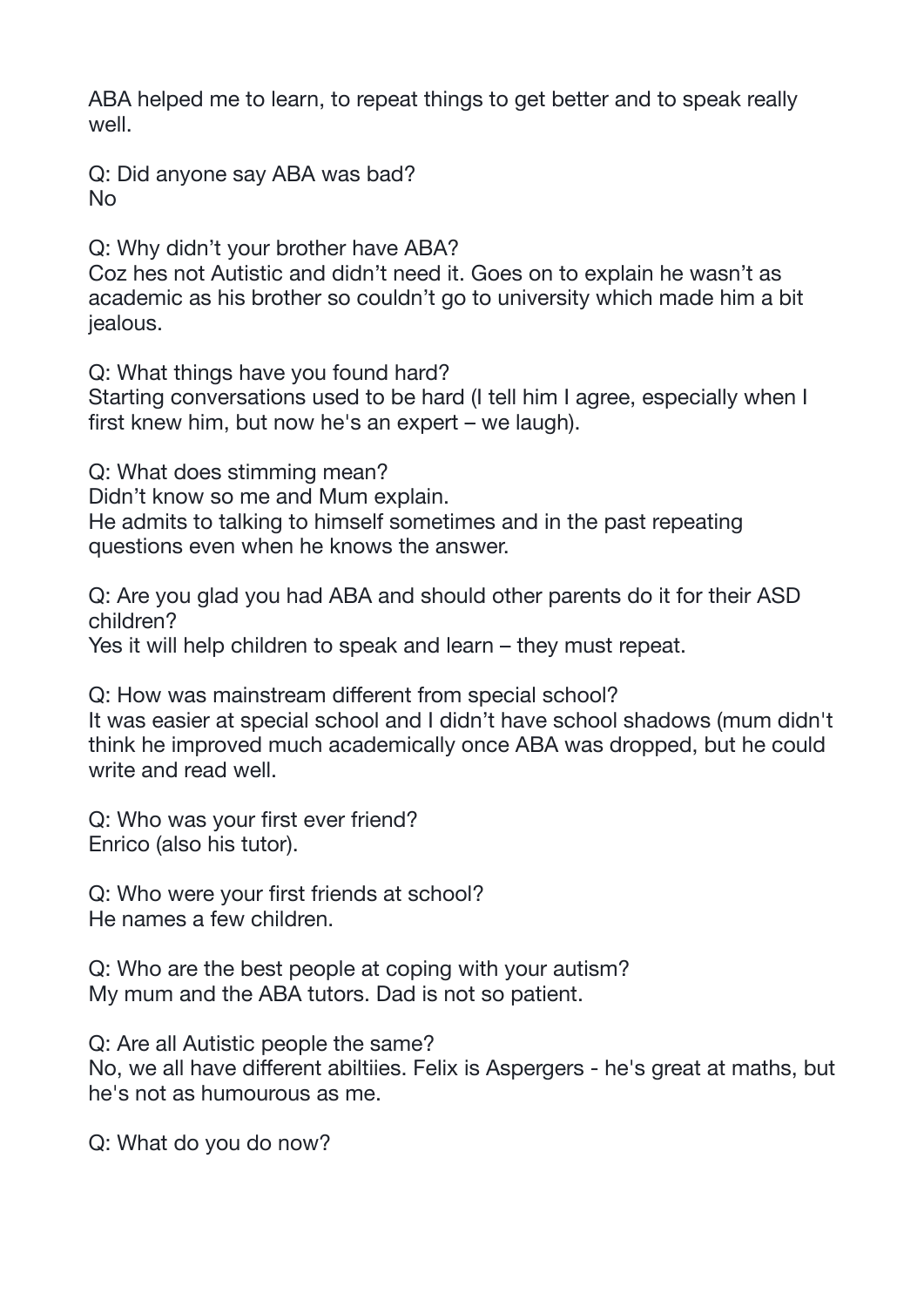ABA helped me to learn, to repeat things to get better and to speak really well.

Q: Did anyone say ABA was bad?
No

Q: Why didn’t your brother have ABA?
Coz hes not Autistic and didn’t need it. Goes on to explain he wasn’t as academic as his brother so couldn’t go to university which made him a bit jealous.

Q: What things have you found hard?
Starting conversations used to be hard (I tell him I agree, especially when I first knew him, but now he's an expert – we laugh).

Q: What does stimming mean?
Didn’t know so me and Mum explain.
He admits to talking to himself sometimes and in the past repeating questions even when he knows the answer.

Q: Are you glad you had ABA and should other parents do it for their ASD children?
Yes it will help children to speak and learn – they must repeat.

Q: How was mainstream different from special school?
It was easier at special school and I didn’t have school shadows (mum didn't think he improved much academically once ABA was dropped, but he could write and read well.

Q: Who was your first ever friend?
Enrico (also his tutor).

Q: Who were your first friends at school?
He names a few children.

Q: Who are the best people at coping with your autism?
My mum and the ABA tutors. Dad is not so patient.

Q: Are all Autistic people the same?
No, we all have different abiltiies. Felix is Aspergers - he's great at maths, but he's not as humourous as me.

Q: What do you do now?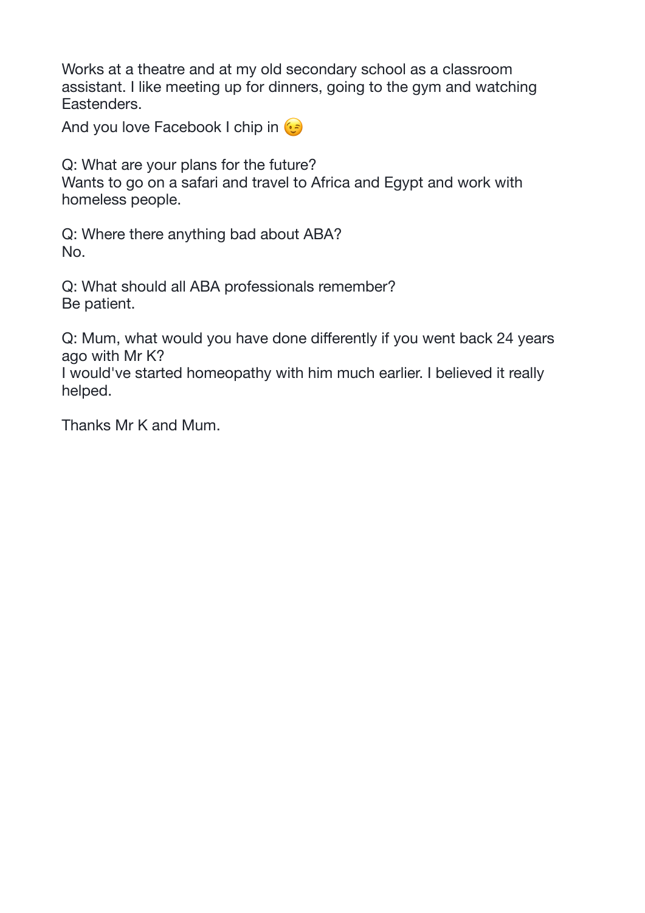Works at a theatre and at my old secondary school as a classroom assistant. I like meeting up for dinners, going to the gym and watching Eastenders.

And you love Facebook I chip in 😉

Q: What are your plans for the future?
Wants to go on a safari and travel to Africa and Egypt and work with homeless people.

Q: Where there anything bad about ABA?
No.

Q: What should all ABA professionals remember?
Be patient.

Q: Mum, what would you have done differently if you went back 24 years ago with Mr K?
I would've started homeopathy with him much earlier. I believed it really helped.

Thanks Mr K and Mum.